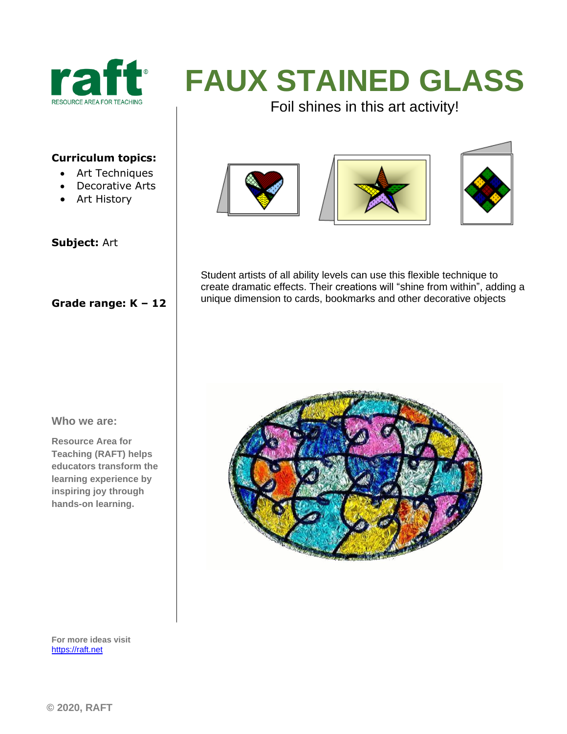# FAUX STAINED GLASS

Foil shines in this art activity!

**Curriculum topics:**

- Art Techniques
- Decorative Arts
- Art History

**Subject:** Art

**Grade range: K – 12**

Student artists of all ability levels can use this flexible technique to create dramatic effects. Their creations will "shine from within", adding a unique dimension to cards, bookmarks and other decorative objects

**Who we are:**

**Resource Area for Teaching (RAFT) helps educators transform the learning experience by inspiring joy through hands-on learning.**

For more ideas visit [https://raft.net](https://raft.net)

© 2020, RAFT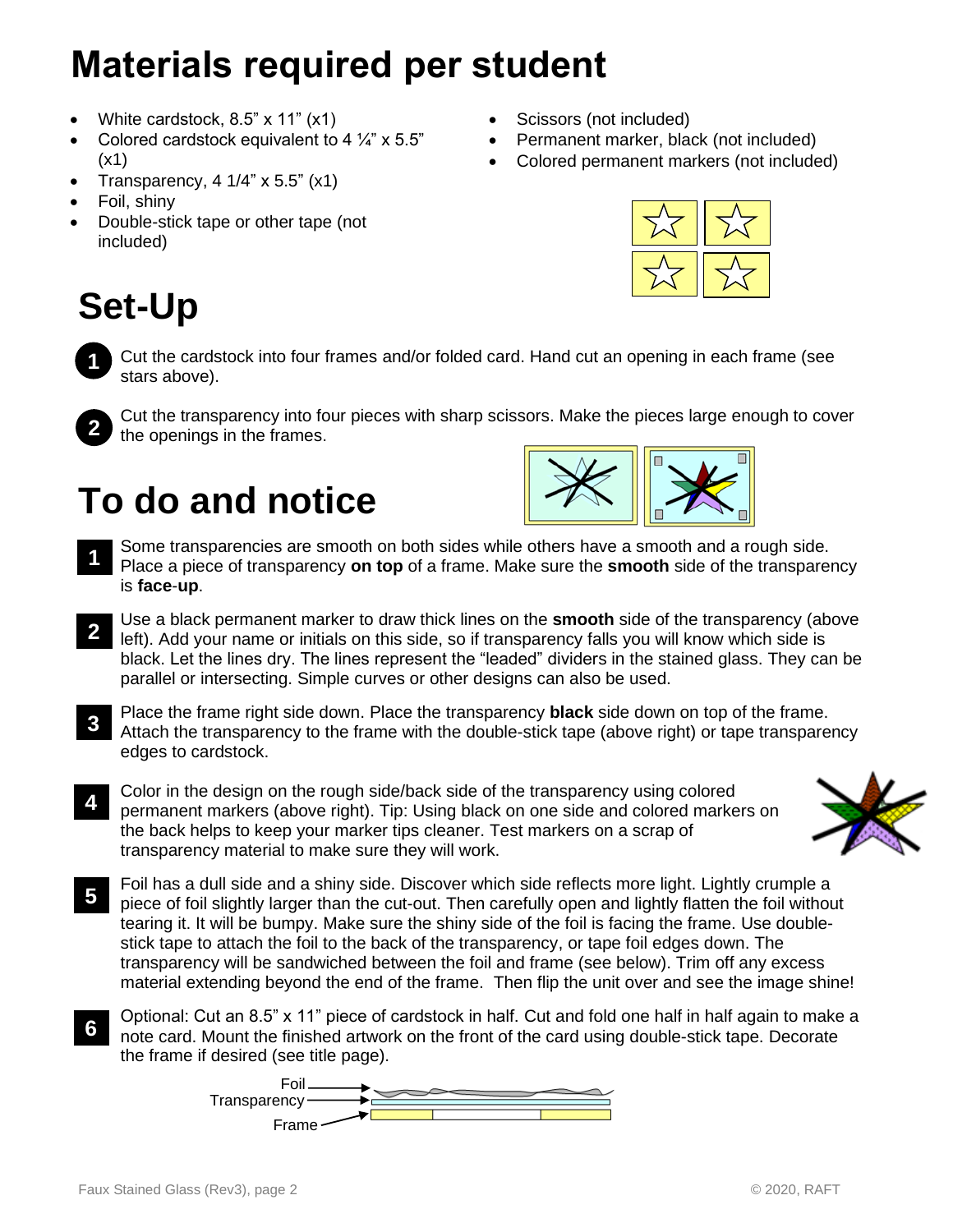# Materials required per student

- White cardstock, 8.5" x 11" (x1)
- Colored cardstock equivalent to 4 ¼" x 5.5" (x1)
- Transparency, 4 1/4" x 5.5" (x1)
- Foil, shiny
- Double-stick tape or other tape (not included)
- Scissors (not included)
- Permanent marker, black (not included)
- Colored permanent markers (not included)

# Set-Up

1. Cut the cardstock into four frames and/or folded card. Hand cut an opening in each frame (see stars above).

2. Cut the transparency into four pieces with sharp scissors. Make the pieces large enough to cover the openings in the frames.

# To do and notice

1. Some transparencies are smooth on both sides while others have a smooth and a rough side. Place a piece of transparency **on top** of a frame. Make sure the **smooth** side of the transparency is **face**-**up**.

2. Use a black permanent marker to draw thick lines on the **smooth** side of the transparency (above left). Add your name or initials on this side, so if transparency falls you will know which side is black. Let the lines dry. The lines represent the "leaded" dividers in the stained glass. They can be parallel or intersecting. Simple curves or other designs can also be used.

3. Place the frame right side down. Place the transparency **black** side down on top of the frame. Attach the transparency to the frame with the double-stick tape (above right) or tape transparency edges to cardstock.

4. Color in the design on the rough side/back side of the transparency using colored permanent markers (above right). Tip: Using black on one side and colored markers on the back helps to keep your marker tips cleaner. Test markers on a scrap of transparency material to make sure they will work.

5. Foil has a dull side and a shiny side. Discover which side reflects more light. Lightly crumple a piece of foil slightly larger than the cut-out. Then carefully open and lightly flatten the foil without tearing it. It will be bumpy. Make sure the shiny side of the foil is facing the frame. Use double-stick tape to attach the foil to the back of the transparency, or tape foil edges down. The transparency will be sandwiched between the foil and frame (see below). Trim off any excess material extending beyond the end of the frame. Then flip the unit over and see the image shine!

6. Optional: Cut an 8.5" x 11" piece of cardstock in half. Cut and fold one half in half again to make a note card. Mount the finished artwork on the front of the card using double-stick tape. Decorate the frame if desired (see title page).

Foil
Transparency
Frame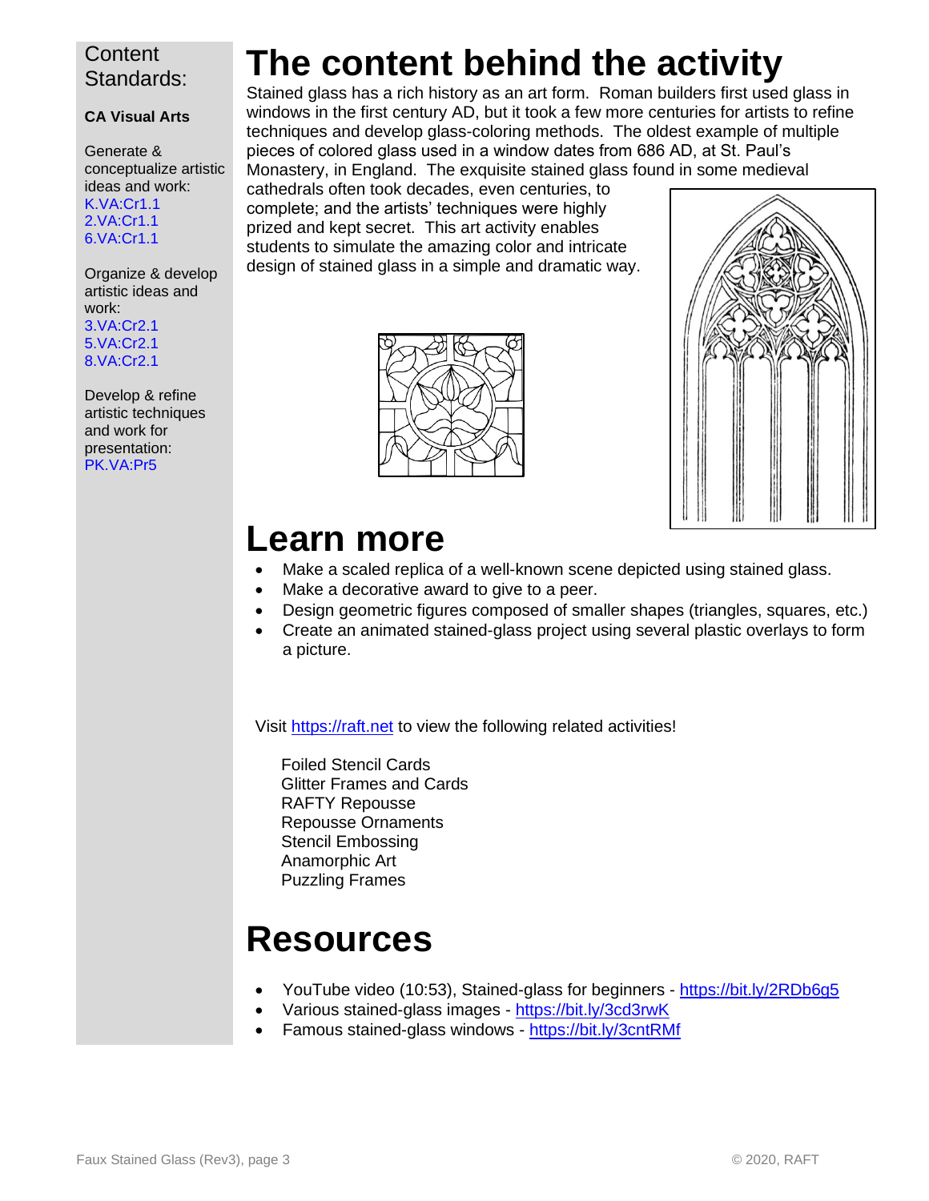Content Standards:

**CA Visual Arts**

Generate & conceptualize artistic ideas and work:
K.VA:Cr1.1
2.VA:Cr1.1
6.VA:Cr1.1

Organize & develop artistic ideas and work:
3.VA:Cr2.1
5.VA:Cr2.1
8.VA:Cr2.1

Develop & refine artistic techniques and work for presentation:
PK.VA:Pr5

# The content behind the activity

Stained glass has a rich history as an art form. Roman builders first used glass in windows in the first century AD, but it took a few more centuries for artists to refine techniques and develop glass-coloring methods. The oldest example of multiple pieces of colored glass used in a window dates from 686 AD, at St. Paul's Monastery, in England. The exquisite stained glass found in some medieval cathedrals often took decades, even centuries, to complete; and the artists' techniques were highly prized and kept secret. This art activity enables students to simulate the amazing color and intricate design of stained glass in a simple and dramatic way.

# Learn more

- Make a scaled replica of a well-known scene depicted using stained glass.
- Make a decorative award to give to a peer.
- Design geometric figures composed of smaller shapes (triangles, squares, etc.)
- Create an animated stained-glass project using several plastic overlays to form a picture.

Visit https://raft.net to view the following related activities!

Foiled Stencil Cards
Glitter Frames and Cards
RAFTY Repousse
Repousse Ornaments
Stencil Embossing
Anamorphic Art
Puzzling Frames

# Resources

- YouTube video (10:53), Stained-glass for beginners - https://bit.ly/2RDb6g5
- Various stained-glass images - https://bit.ly/3cd3rwK
- Famous stained-glass windows - https://bit.ly/3cntRMf